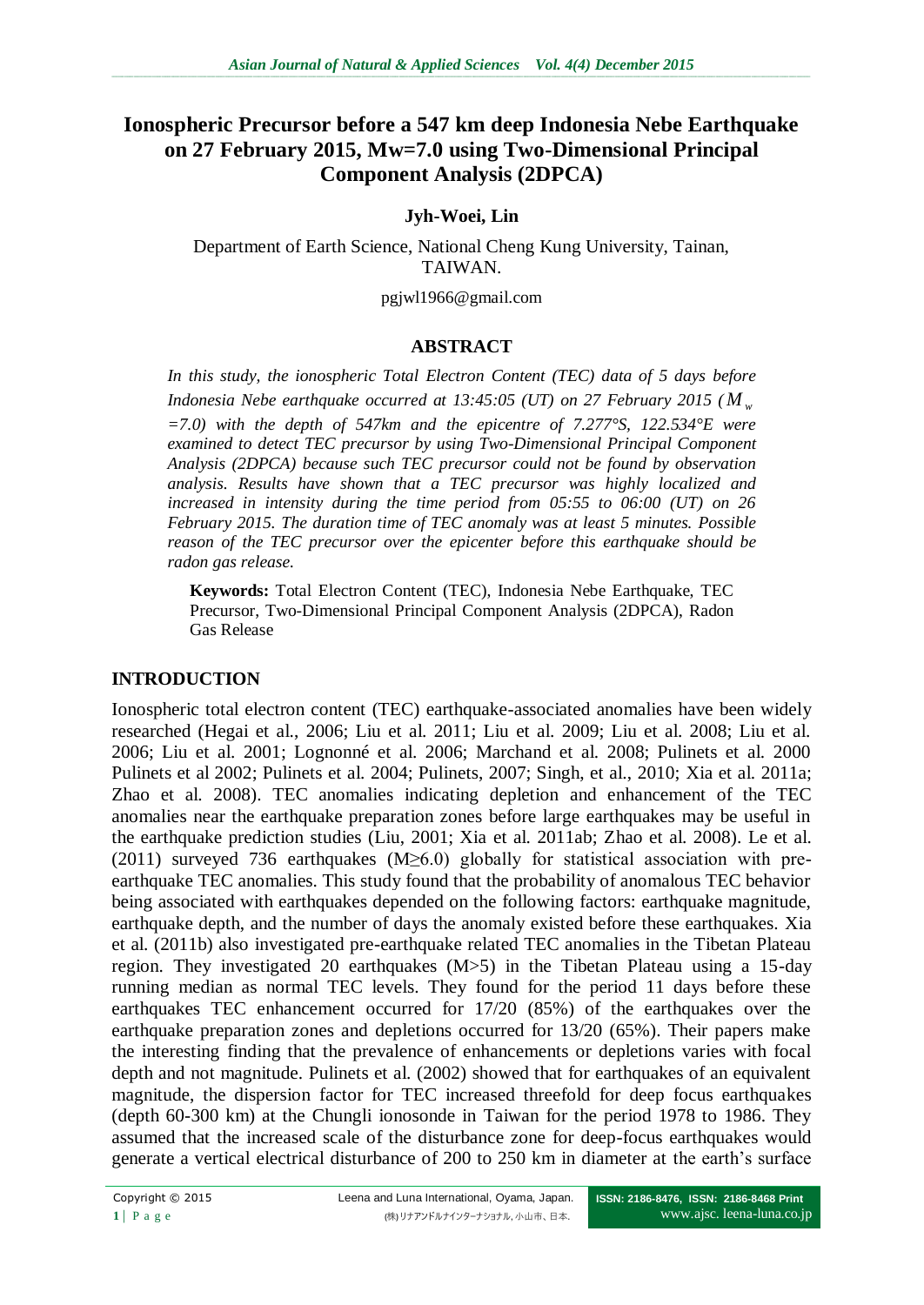# Ionospheric Precursor before a 547 km deep Indonesia Nebe Earthquake on 27 February 2015, Mw=7.0 using Two-Dimensional Principal Component Analysis (2DPCA)

**Jyh-Woei, Lin**

Department of Earth Science, National Cheng Kung University, Tainan, TAIWAN.

pgjwl1966@gmail.com

## ABSTRACT

*In this study, the ionospheric Total Electron Content (TEC) data of 5 days before Indonesia Nebe earthquake occurred at 13:45:05 (UT) on 27 February 2015 ($M_w$ =7.0) with the depth of 547km and the epicentre of 7.277°S, 122.534°E were examined to detect TEC precursor by using Two-Dimensional Principal Component Analysis (2DPCA) because such TEC precursor could not be found by observation analysis. Results have shown that a TEC precursor was highly localized and increased in intensity during the time period from 05:55 to 06:00 (UT) on 26 February 2015. The duration time of TEC anomaly was at least 5 minutes. Possible reason of the TEC precursor over the epicenter before this earthquake should be radon gas release.*

**Keywords:** Total Electron Content (TEC), Indonesia Nebe Earthquake, TEC Precursor, Two-Dimensional Principal Component Analysis (2DPCA), Radon Gas Release

## INTRODUCTION

Ionospheric total electron content (TEC) earthquake-associated anomalies have been widely researched (Hegai et al., 2006; Liu et al. 2011; Liu et al. 2009; Liu et al. 2008; Liu et al. 2006; Liu et al. 2001; Lognonné et al. 2006; Marchand et al. 2008; Pulinets et al. 2000 Pulinets et al 2002; Pulinets et al. 2004; Pulinets, 2007; Singh, et al., 2010; Xia et al. 2011a; Zhao et al. 2008). TEC anomalies indicating depletion and enhancement of the TEC anomalies near the earthquake preparation zones before large earthquakes may be useful in the earthquake prediction studies (Liu, 2001; Xia et al. 2011ab; Zhao et al. 2008). Le et al. (2011) surveyed 736 earthquakes (M≥6.0) globally for statistical association with pre-earthquake TEC anomalies. This study found that the probability of anomalous TEC behavior being associated with earthquakes depended on the following factors: earthquake magnitude, earthquake depth, and the number of days the anomaly existed before these earthquakes. Xia et al. (2011b) also investigated pre-earthquake related TEC anomalies in the Tibetan Plateau region. They investigated 20 earthquakes (M>5) in the Tibetan Plateau using a 15-day running median as normal TEC levels. They found for the period 11 days before these earthquakes TEC enhancement occurred for 17/20 (85%) of the earthquakes over the earthquake preparation zones and depletions occurred for 13/20 (65%). Their papers make the interesting finding that the prevalence of enhancements or depletions varies with focal depth and not magnitude. Pulinets et al. (2002) showed that for earthquakes of an equivalent magnitude, the dispersion factor for TEC increased threefold for deep focus earthquakes (depth 60-300 km) at the Chungli ionosonde in Taiwan for the period 1978 to 1986. They assumed that the increased scale of the disturbance zone for deep-focus earthquakes would generate a vertical electrical disturbance of 200 to 250 km in diameter at the earth's surface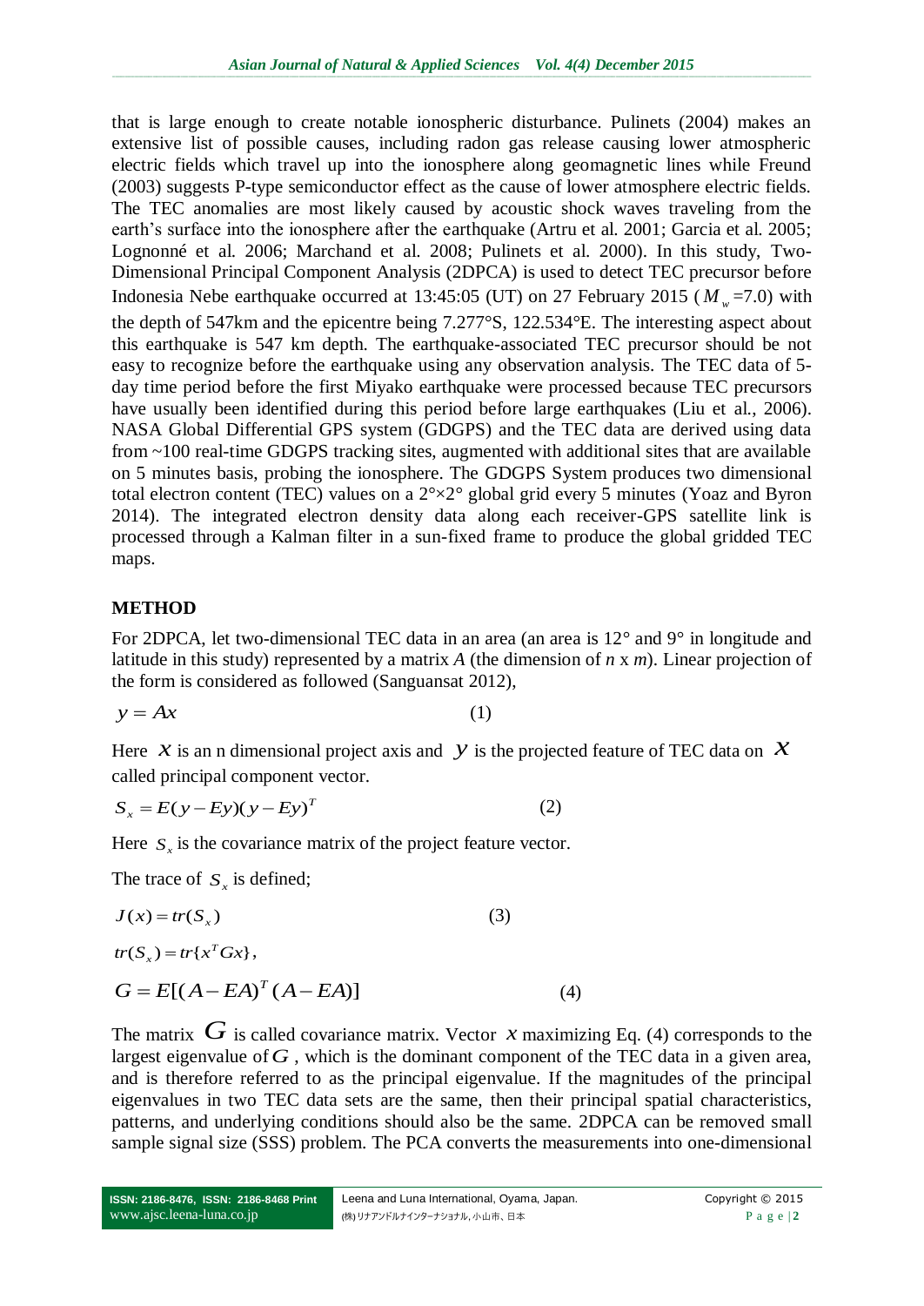that is large enough to create notable ionospheric disturbance. Pulinets (2004) makes an extensive list of possible causes, including radon gas release causing lower atmospheric electric fields which travel up into the ionosphere along geomagnetic lines while Freund (2003) suggests P-type semiconductor effect as the cause of lower atmosphere electric fields. The TEC anomalies are most likely caused by acoustic shock waves traveling from the earth's surface into the ionosphere after the earthquake (Artru et al. 2001; Garcia et al. 2005; Lognonné et al. 2006; Marchand et al. 2008; Pulinets et al. 2000). In this study, Two-Dimensional Principal Component Analysis (2DPCA) is used to detect TEC precursor before Indonesia Nebe earthquake occurred at 13:45:05 (UT) on 27 February 2015 ($M_w$=7.0) with the depth of 547km and the epicentre being 7.277°S, 122.534°E. The interesting aspect about this earthquake is 547 km depth. The earthquake-associated TEC precursor should be not easy to recognize before the earthquake using any observation analysis. The TEC data of 5-day time period before the first Miyako earthquake were processed because TEC precursors have usually been identified during this period before large earthquakes (Liu et al., 2006). NASA Global Differential GPS system (GDGPS) and the TEC data are derived using data from ~100 real-time GDGPS tracking sites, augmented with additional sites that are available on 5 minutes basis, probing the ionosphere. The GDGPS System produces two dimensional total electron content (TEC) values on a 2°×2° global grid every 5 minutes (Yoaz and Byron 2014). The integrated electron density data along each receiver-GPS satellite link is processed through a Kalman filter in a sun-fixed frame to produce the global gridded TEC maps.

## METHOD

For 2DPCA, let two-dimensional TEC data in an area (an area is 12° and 9° in longitude and latitude in this study) represented by a matrix *A* (the dimension of *n* x *m*). Linear projection of the form is considered as followed (Sanguansat 2012),

$$y = Ax \qquad (1)$$

Here $x$ is an n dimensional project axis and $y$ is the projected feature of TEC data on $x$ called principal component vector.

$$S_x = E(y - Ey)(y - Ey)^T \qquad (2)$$

Here $S_x$ is the covariance matrix of the project feature vector.

The trace of $S_x$ is defined;

$$J(x) = tr(S_x) \qquad (3)$$

$$tr(S_x) = tr\{x^T G x\},$$

$$G = E[(A - EA)^T (A - EA)] \qquad (4)$$

The matrix $G$ is called covariance matrix. Vector $x$ maximizing Eq. (4) corresponds to the largest eigenvalue of $G$, which is the dominant component of the TEC data in a given area, and is therefore referred to as the principal eigenvalue. If the magnitudes of the principal eigenvalues in two TEC data sets are the same, then their principal spatial characteristics, patterns, and underlying conditions should also be the same. 2DPCA can be removed small sample signal size (SSS) problem. The PCA converts the measurements into one-dimensional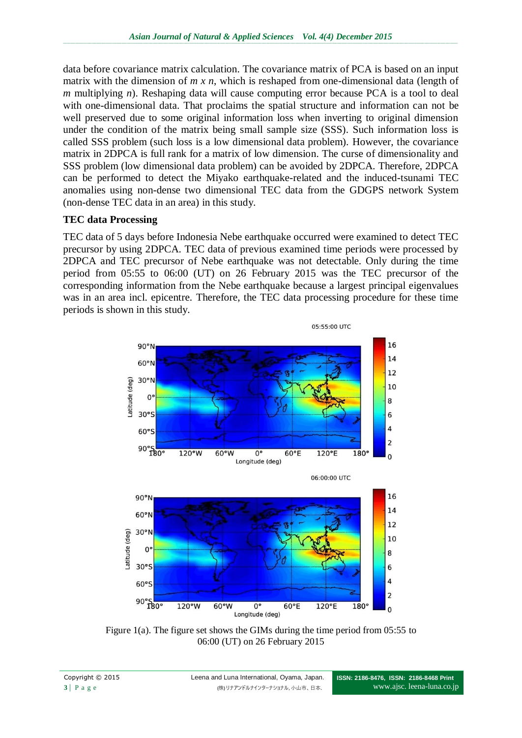data before covariance matrix calculation. The covariance matrix of PCA is based on an input matrix with the dimension of $m \times n$, which is reshaped from one-dimensional data (length of $m$ multiplying $n$). Reshaping data will cause computing error because PCA is a tool to deal with one-dimensional data. That proclaims the spatial structure and information can not be well preserved due to some original information loss when inverting to original dimension under the condition of the matrix being small sample size (SSS). Such information loss is called SSS problem (such loss is a low dimensional data problem). However, the covariance matrix in 2DPCA is full rank for a matrix of low dimension. The curse of dimensionality and SSS problem (low dimensional data problem) can be avoided by 2DPCA. Therefore, 2DPCA can be performed to detect the Miyako earthquake-related and the induced-tsunami TEC anomalies using non-dense two dimensional TEC data from the GDGPS network System (non-dense TEC data in an area) in this study.

## TEC data Processing

TEC data of 5 days before Indonesia Nebe earthquake occurred were examined to detect TEC precursor by using 2DPCA. TEC data of previous examined time periods were processed by 2DPCA and TEC precursor of Nebe earthquake was not detectable. Only during the time period from 05:55 to 06:00 (UT) on 26 February 2015 was the TEC precursor of the corresponding information from the Nebe earthquake because a largest principal eigenvalues was in an area incl. epicentre. Therefore, the TEC data processing procedure for these time periods is shown in this study.

Figure 1(a). The figure set shows the GIMs during the time period from 05:55 to 06:00 (UT) on 26 February 2015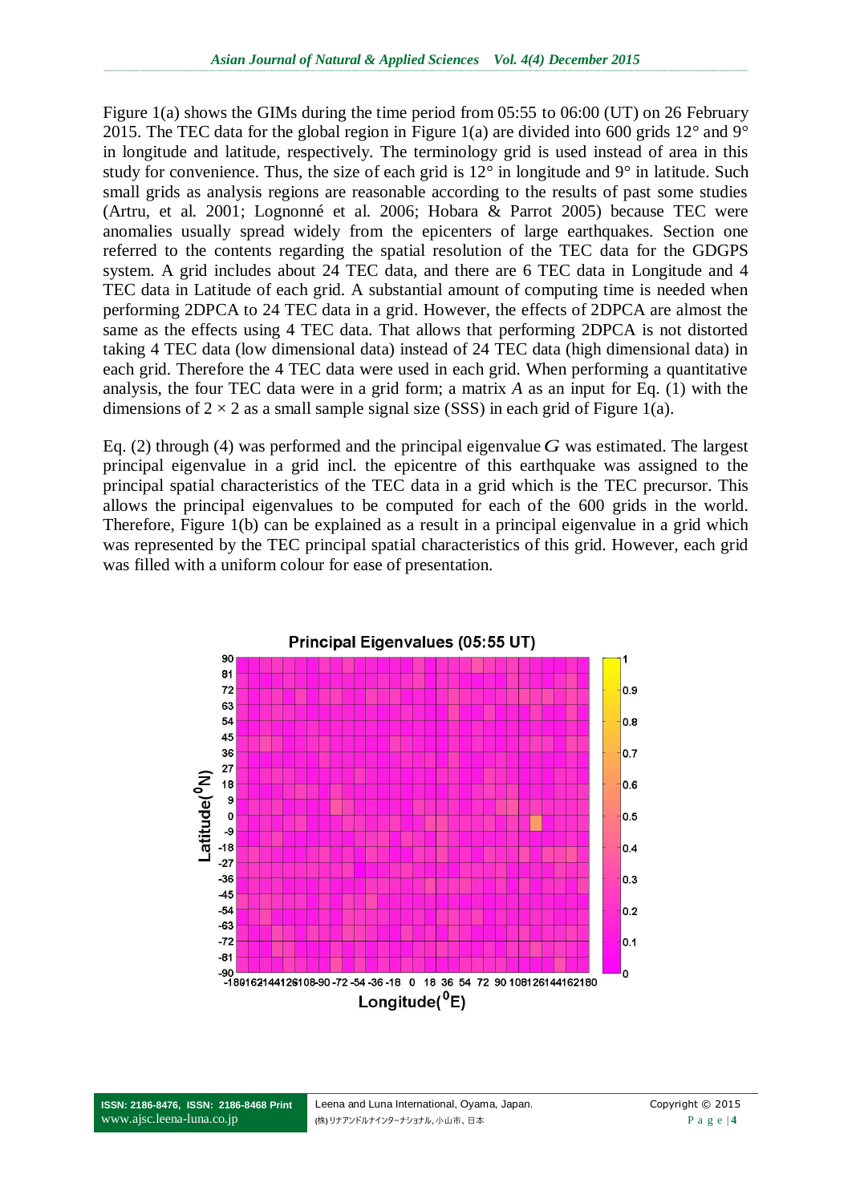Figure 1(a) shows the GIMs during the time period from 05:55 to 06:00 (UT) on 26 February 2015. The TEC data for the global region in Figure 1(a) are divided into 600 grids 12° and 9° in longitude and latitude, respectively. The terminology grid is used instead of area in this study for convenience. Thus, the size of each grid is 12° in longitude and 9° in latitude. Such small grids as analysis regions are reasonable according to the results of past some studies (Artru, et al. 2001; Lognonné et al. 2006; Hobara & Parrot 2005) because TEC were anomalies usually spread widely from the epicenters of large earthquakes. Section one referred to the contents regarding the spatial resolution of the TEC data for the GDGPS system. A grid includes about 24 TEC data, and there are 6 TEC data in Longitude and 4 TEC data in Latitude of each grid. A substantial amount of computing time is needed when performing 2DPCA to 24 TEC data in a grid. However, the effects of 2DPCA are almost the same as the effects using 4 TEC data. That allows that performing 2DPCA is not distorted taking 4 TEC data (low dimensional data) instead of 24 TEC data (high dimensional data) in each grid. Therefore the 4 TEC data were used in each grid. When performing a quantitative analysis, the four TEC data were in a grid form; a matrix $A$ as an input for Eq. (1) with the dimensions of $2 \times 2$ as a small sample signal size (SSS) in each grid of Figure 1(a).

Eq. (2) through (4) was performed and the principal eigenvalue $G$ was estimated. The largest principal eigenvalue in a grid incl. the epicentre of this earthquake was assigned to the principal spatial characteristics of the TEC data in a grid which is the TEC precursor. This allows the principal eigenvalues to be computed for each of the 600 grids in the world. Therefore, Figure 1(b) can be explained as a result in a principal eigenvalue in a grid which was represented by the TEC principal spatial characteristics of this grid. However, each grid was filled with a uniform colour for ease of presentation.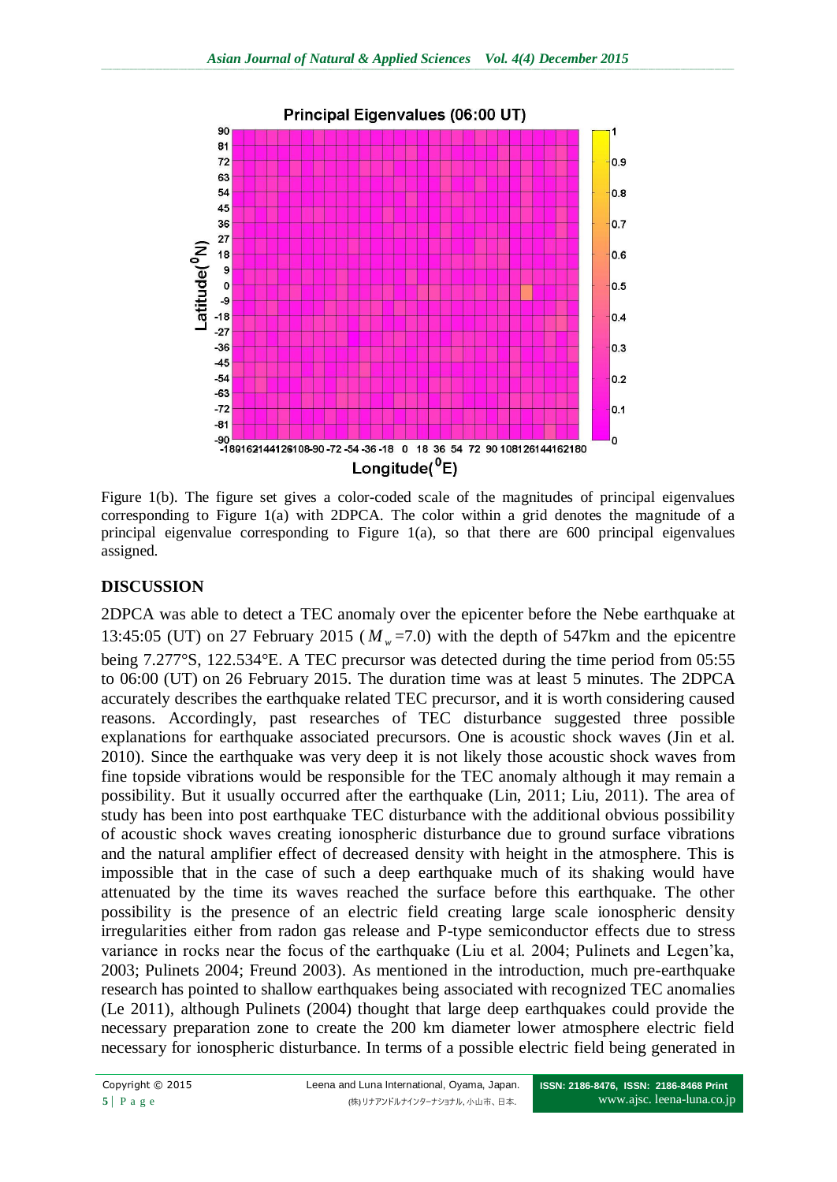Figure 1(b). The figure set gives a color-coded scale of the magnitudes of principal eigenvalues corresponding to Figure 1(a) with 2DPCA. The color within a grid denotes the magnitude of a principal eigenvalue corresponding to Figure 1(a), so that there are 600 principal eigenvalues assigned.

## DISCUSSION

2DPCA was able to detect a TEC anomaly over the epicenter before the Nebe earthquake at 13:45:05 (UT) on 27 February 2015 ($M_w$=7.0) with the depth of 547km and the epicentre being 7.277°S, 122.534°E. A TEC precursor was detected during the time period from 05:55 to 06:00 (UT) on 26 February 2015. The duration time was at least 5 minutes. The 2DPCA accurately describes the earthquake related TEC precursor, and it is worth considering caused reasons. Accordingly, past researches of TEC disturbance suggested three possible explanations for earthquake associated precursors. One is acoustic shock waves (Jin et al. 2010). Since the earthquake was very deep it is not likely those acoustic shock waves from fine topside vibrations would be responsible for the TEC anomaly although it may remain a possibility. But it usually occurred after the earthquake (Lin, 2011; Liu, 2011). The area of study has been into post earthquake TEC disturbance with the additional obvious possibility of acoustic shock waves creating ionospheric disturbance due to ground surface vibrations and the natural amplifier effect of decreased density with height in the atmosphere. This is impossible that in the case of such a deep earthquake much of its shaking would have attenuated by the time its waves reached the surface before this earthquake. The other possibility is the presence of an electric field creating large scale ionospheric density irregularities either from radon gas release and P-type semiconductor effects due to stress variance in rocks near the focus of the earthquake (Liu et al. 2004; Pulinets and Legen'ka, 2003; Pulinets 2004; Freund 2003). As mentioned in the introduction, much pre-earthquake research has pointed to shallow earthquakes being associated with recognized TEC anomalies (Le 2011), although Pulinets (2004) thought that large deep earthquakes could provide the necessary preparation zone to create the 200 km diameter lower atmosphere electric field necessary for ionospheric disturbance. In terms of a possible electric field being generated in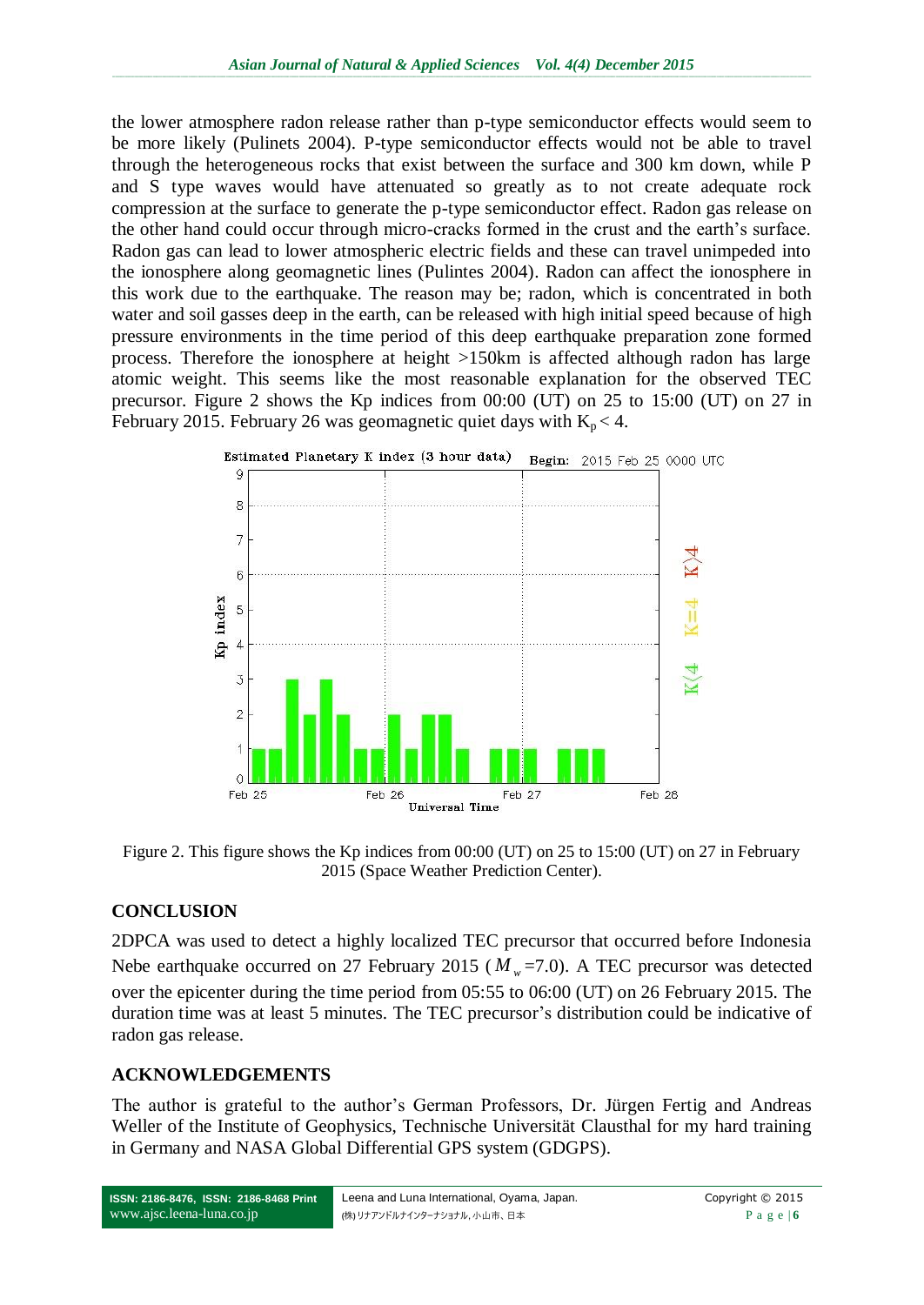the lower atmosphere radon release rather than p-type semiconductor effects would seem to be more likely (Pulinets 2004). P-type semiconductor effects would not be able to travel through the heterogeneous rocks that exist between the surface and 300 km down, while P and S type waves would have attenuated so greatly as to not create adequate rock compression at the surface to generate the p-type semiconductor effect. Radon gas release on the other hand could occur through micro-cracks formed in the crust and the earth's surface. Radon gas can lead to lower atmospheric electric fields and these can travel unimpeded into the ionosphere along geomagnetic lines (Pulintes 2004). Radon can affect the ionosphere in this work due to the earthquake. The reason may be; radon, which is concentrated in both water and soil gasses deep in the earth, can be released with high initial speed because of high pressure environments in the time period of this deep earthquake preparation zone formed process. Therefore the ionosphere at height >150km is affected although radon has large atomic weight. This seems like the most reasonable explanation for the observed TEC precursor. Figure 2 shows the Kp indices from 00:00 (UT) on 25 to 15:00 (UT) on 27 in February 2015. February 26 was geomagnetic quiet days with $K_p < 4$.

Figure 2. This figure shows the Kp indices from 00:00 (UT) on 25 to 15:00 (UT) on 27 in February 2015 (Space Weather Prediction Center).

## CONCLUSION

2DPCA was used to detect a highly localized TEC precursor that occurred before Indonesia Nebe earthquake occurred on 27 February 2015 ($M_w$=7.0). A TEC precursor was detected over the epicenter during the time period from 05:55 to 06:00 (UT) on 26 February 2015. The duration time was at least 5 minutes. The TEC precursor's distribution could be indicative of radon gas release.

## ACKNOWLEDGEMENTS

The author is grateful to the author's German Professors, Dr. Jürgen Fertig and Andreas Weller of the Institute of Geophysics, Technische Universität Clausthal for my hard training in Germany and NASA Global Differential GPS system (GDGPS).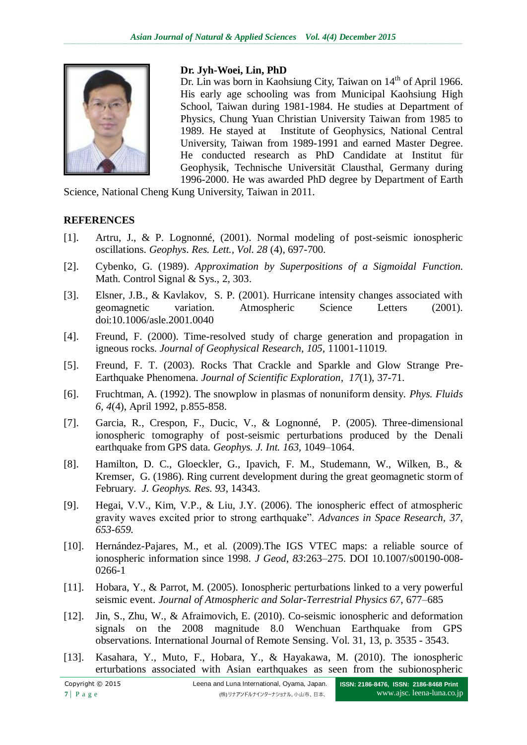**Dr. Jyh-Woei, Lin, PhD**

Dr. Lin was born in Kaohsiung City, Taiwan on 14$^{th}$ of April 1966. His early age schooling was from Municipal Kaohsiung High School, Taiwan during 1981-1984. He studies at Department of Physics, Chung Yuan Christian University Taiwan from 1985 to 1989. He stayed at Institute of Geophysics, National Central University, Taiwan from 1989-1991 and earned Master Degree. He conducted research as PhD Candidate at Institut für Geophysik, Technische Universität Clausthal, Germany during 1996-2000. He was awarded PhD degree by Department of Earth Science, National Cheng Kung University, Taiwan in 2011.

## REFERENCES

[1]. Artru, J., & P. Lognonné, (2001). Normal modeling of post-seismic ionospheric oscillations. *Geophys. Res. Lett., Vol. 28* (4), 697-700.

[2]. Cybenko, G. (1989). *Approximation by Superpositions of a Sigmoidal Function.* Math. Control Signal & Sys., 2, 303.

[3]. Elsner, J.B., & Kavlakov, S. P. (2001). Hurricane intensity changes associated with geomagnetic variation. Atmospheric Science Letters (2001). doi:10.1006/asle.2001.0040

[4]. Freund, F. (2000). Time-resolved study of charge generation and propagation in igneous rocks. *Journal of Geophysical Research, 105,* 11001-11019.

[5]. Freund, F. T. (2003). Rocks That Crackle and Sparkle and Glow Strange Pre-Earthquake Phenomena. *Journal of Scientific Exploration, 17*(1), 37-71.

[6]. Fruchtman, A. (1992). The snowplow in plasmas of nonuniform density. *Phys. Fluids 6, 4*(4), April 1992, p.855-858.

[7]. Garcia, R., Crespon, F., Ducic, V., & Lognonné, P. (2005). Three-dimensional ionospheric tomography of post-seismic perturbations produced by the Denali earthquake from GPS data. *Geophys. J. Int. 163,* 1049–1064.

[8]. Hamilton, D. C., Gloeckler, G., Ipavich, F. M., Studemann, W., Wilken, B., & Kremser, G. (1986). Ring current development during the great geomagnetic storm of February. *J. Geophys. Res. 93*, 14343.

[9]. Hegai, V.V., Kim, V.P., & Liu, J.Y. (2006). The ionospheric effect of atmospheric gravity waves excited prior to strong earthquake". *Advances in Space Research, 37, 653-659.*

[10]. Hernández-Pajares, M., et al. (2009).The IGS VTEC maps: a reliable source of ionospheric information since 1998. *J Geod, 83*:263–275. DOI 10.1007/s00190-008-0266-1

[11]. Hobara, Y., & Parrot, M. (2005). Ionospheric perturbations linked to a very powerful seismic event. *Journal of Atmospheric and Solar-Terrestrial Physics 67*, 677–685

[12]. Jin, S., Zhu, W., & Afraimovich, E. (2010). Co-seismic ionospheric and deformation signals on the 2008 magnitude 8.0 Wenchuan Earthquake from GPS observations. International Journal of Remote Sensing. Vol. 31, 13, p. 3535 - 3543.

[13]. Kasahara, Y., Muto, F., Hobara, Y., & Hayakawa, M. (2010). The ionospheric erturbations associated with Asian earthquakes as seen from the subionospheric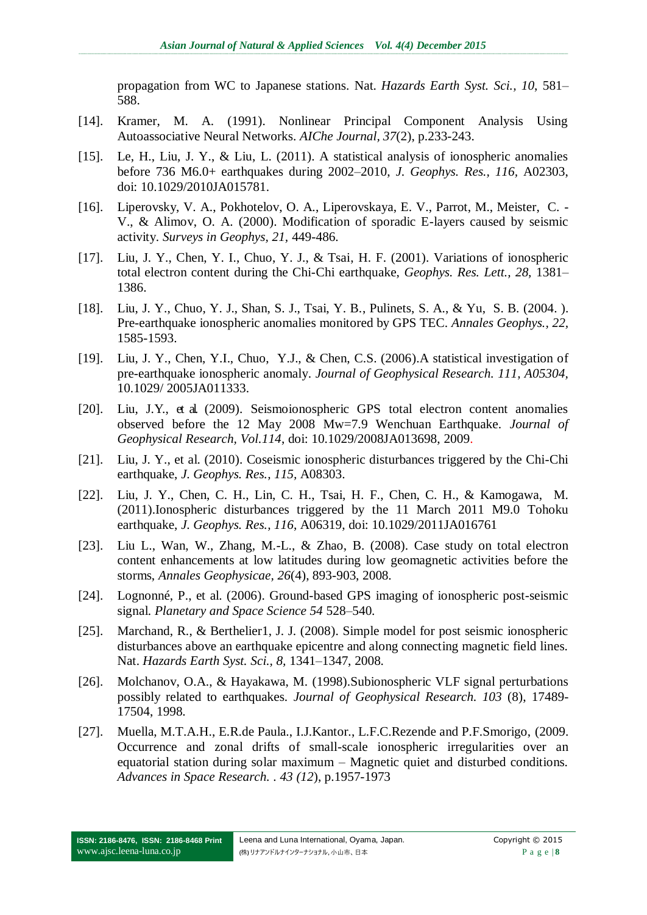propagation from WC to Japanese stations. Nat. *Hazards Earth Syst. Sci.*, *10*, 581–588.

[14]. Kramer, M. A. (1991). Nonlinear Principal Component Analysis Using Autoassociative Neural Networks. *AIChe Journal, 37*(2), p.233-243.

[15]. Le, H., Liu, J. Y., & Liu, L. (2011). A statistical analysis of ionospheric anomalies before 736 M6.0+ earthquakes during 2002–2010, *J. Geophys. Res., 116*, A02303, doi: 10.1029/2010JA015781.

[16]. Liperovsky, V. A., Pokhotelov, O. A., Liperovskaya, E. V., Parrot, M., Meister, C. -V., & Alimov, O. A. (2000). Modification of sporadic E-layers caused by seismic activity. *Surveys in Geophys, 21*, 449-486.

[17]. Liu, J. Y., Chen, Y. I., Chuo, Y. J., & Tsai, H. F. (2001). Variations of ionospheric total electron content during the Chi-Chi earthquake, *Geophys. Res. Lett., 28*, 1381–1386.

[18]. Liu, J. Y., Chuo, Y. J., Shan, S. J., Tsai, Y. B., Pulinets, S. A., & Yu, S. B. (2004. ). Pre-earthquake ionospheric anomalies monitored by GPS TEC. *Annales Geophys., 22*, 1585-1593.

[19]. Liu, J. Y., Chen, Y.I., Chuo, Y.J., & Chen, C.S. (2006).A statistical investigation of pre-earthquake ionospheric anomaly. *Journal of Geophysical Research. 111, A05304*, 10.1029/ 2005JA011333.

[20]. Liu, J.Y., et al. (2009). Seismoionospheric GPS total electron content anomalies observed before the 12 May 2008 Mw=7.9 Wenchuan Earthquake. *Journal of Geophysical Research, Vol.114*, doi: 10.1029/2008JA013698, 2009.

[21]. Liu, J. Y., et al. (2010). Coseismic ionospheric disturbances triggered by the Chi-Chi earthquake, *J. Geophys. Res., 115*, A08303.

[22]. Liu, J. Y., Chen, C. H., Lin, C. H., Tsai, H. F., Chen, C. H., & Kamogawa, M. (2011).Ionospheric disturbances triggered by the 11 March 2011 M9.0 Tohoku earthquake, *J. Geophys. Res., 116*, A06319, doi: 10.1029/2011JA016761

[23]. Liu L., Wan, W., Zhang, M.-L., & Zhao, B. (2008). Case study on total electron content enhancements at low latitudes during low geomagnetic activities before the storms, *Annales Geophysicae, 26*(4), 893-903, 2008.

[24]. Lognonné, P., et al. (2006). Ground-based GPS imaging of ionospheric post-seismic signal. *Planetary and Space Science 54* 528–540.

[25]. Marchand, R., & Berthelier1, J. J. (2008). Simple model for post seismic ionospheric disturbances above an earthquake epicentre and along connecting magnetic field lines. Nat. *Hazards Earth Syst. Sci., 8*, 1341–1347, 2008.

[26]. Molchanov, O.A., & Hayakawa, M. (1998).Subionospheric VLF signal perturbations possibly related to earthquakes. *Journal of Geophysical Research. 103* (8), 17489-17504, 1998.

[27]. Muella, M.T.A.H., E.R.de Paula., I.J.Kantor., L.F.C.Rezende and P.F.Smorigo, (2009. Occurrence and zonal drifts of small-scale ionospheric irregularities over an equatorial station during solar maximum – Magnetic quiet and disturbed conditions. *Advances in Space Research. . 43 (12)*, p.1957-1973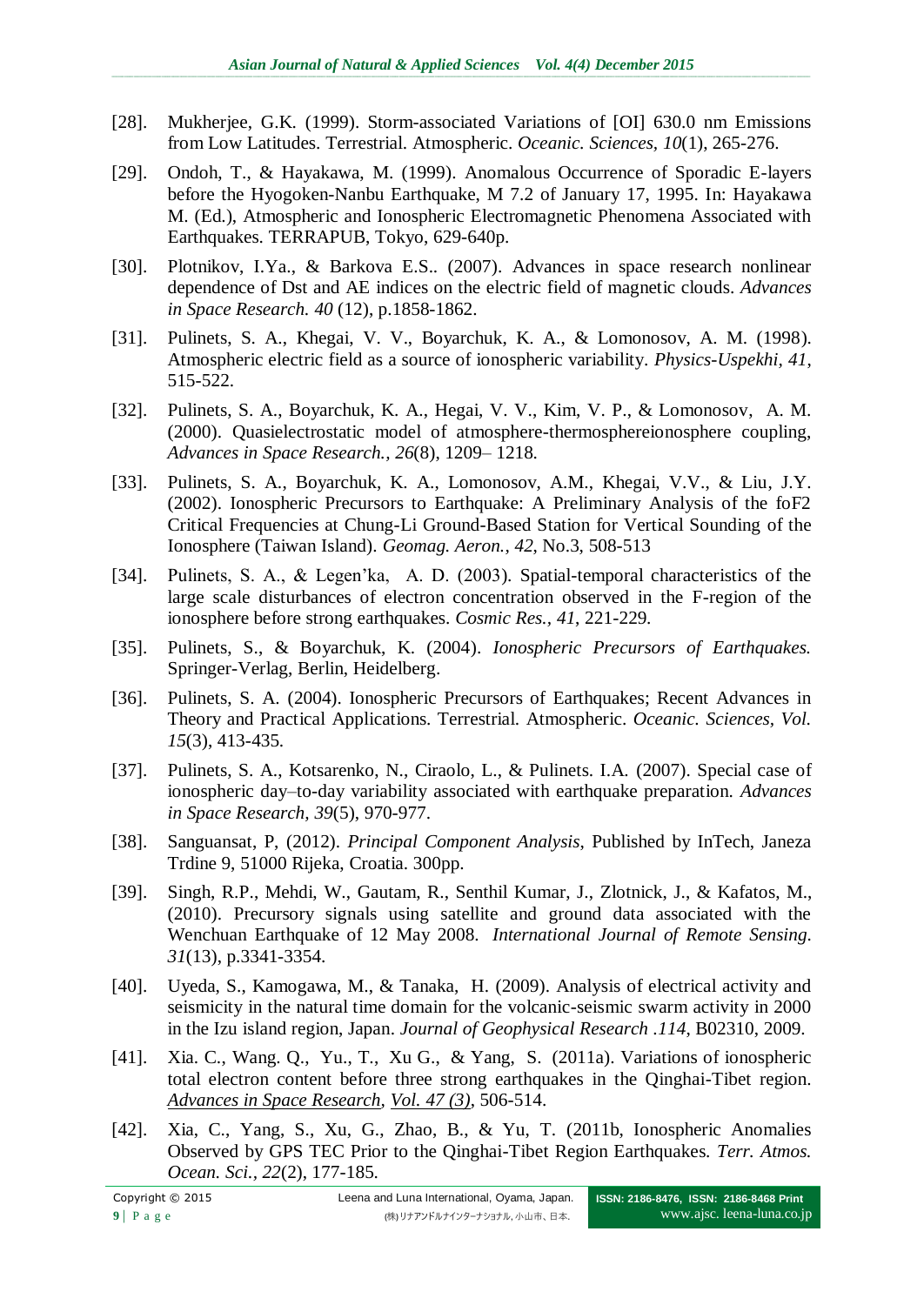[28]. Mukherjee, G.K. (1999). Storm-associated Variations of [OI] 630.0 nm Emissions from Low Latitudes. Terrestrial. Atmospheric. *Oceanic. Sciences, 10*(1), 265-276.

[29]. Ondoh, T., & Hayakawa, M. (1999). Anomalous Occurrence of Sporadic E-layers before the Hyogoken-Nanbu Earthquake, M 7.2 of January 17, 1995. In: Hayakawa M. (Ed.), Atmospheric and Ionospheric Electromagnetic Phenomena Associated with Earthquakes. TERRAPUB, Tokyo, 629-640p.

[30]. Plotnikov, I.Ya., & Barkova E.S.. (2007). Advances in space research nonlinear dependence of Dst and AE indices on the electric field of magnetic clouds. *Advances in Space Research. 40* (12), p.1858-1862.

[31]. Pulinets, S. A., Khegai, V. V., Boyarchuk, K. A., & Lomonosov, A. M. (1998). Atmospheric electric field as a source of ionospheric variability. *Physics-Uspekhi, 41*, 515-522.

[32]. Pulinets, S. A., Boyarchuk, K. A., Hegai, V. V., Kim, V. P., & Lomonosov, A. M. (2000). Quasielectrostatic model of atmosphere-thermosphereionosphere coupling, *Advances in Space Research., 26*(8), 1209– 1218.

[33]. Pulinets, S. A., Boyarchuk, K. A., Lomonosov, A.M., Khegai, V.V., & Liu, J.Y. (2002). Ionospheric Precursors to Earthquake: A Preliminary Analysis of the foF2 Critical Frequencies at Chung-Li Ground-Based Station for Vertical Sounding of the Ionosphere (Taiwan Island). *Geomag. Aeron., 42*, No.3, 508-513

[34]. Pulinets, S. A., & Legen'ka, A. D. (2003). Spatial-temporal characteristics of the large scale disturbances of electron concentration observed in the F-region of the ionosphere before strong earthquakes. *Cosmic Res., 41*, 221-229.

[35]. Pulinets, S., & Boyarchuk, K. (2004). *Ionospheric Precursors of Earthquakes.* Springer-Verlag, Berlin, Heidelberg.

[36]. Pulinets, S. A. (2004). Ionospheric Precursors of Earthquakes; Recent Advances in Theory and Practical Applications. Terrestrial. Atmospheric. *Oceanic. Sciences, Vol. 15*(3), 413-435.

[37]. Pulinets, S. A., Kotsarenko, N., Ciraolo, L., & Pulinets. I.A. (2007). Special case of ionospheric day–to-day variability associated with earthquake preparation. *Advances in Space Research, 39*(5), 970-977.

[38]. Sanguansat, P, (2012). *Principal Component Analysis*, Published by InTech, Janeza Trdine 9, 51000 Rijeka, Croatia. 300pp.

[39]. Singh, R.P., Mehdi, W., Gautam, R., Senthil Kumar, J., Zlotnick, J., & Kafatos, M., (2010). Precursory signals using satellite and ground data associated with the Wenchuan Earthquake of 12 May 2008. *International Journal of Remote Sensing. 31*(13), p.3341-3354.

[40]. Uyeda, S., Kamogawa, M., & Tanaka, H. (2009). Analysis of electrical activity and seismicity in the natural time domain for the volcanic-seismic swarm activity in 2000 in the Izu island region, Japan. *Journal of Geophysical Research .114*, B02310, 2009.

[41]. Xia. C., Wang. Q., Yu., T., Xu G., & Yang, S. (2011a). Variations of ionospheric total electron content before three strong earthquakes in the Qinghai-Tibet region. *Advances in Space Research, Vol. 47 (3)*, 506-514.

[42]. Xia, C., Yang, S., Xu, G., Zhao, B., & Yu, T. (2011b, Ionospheric Anomalies Observed by GPS TEC Prior to the Qinghai-Tibet Region Earthquakes. *Terr. Atmos. Ocean. Sci., 22*(2), 177-185.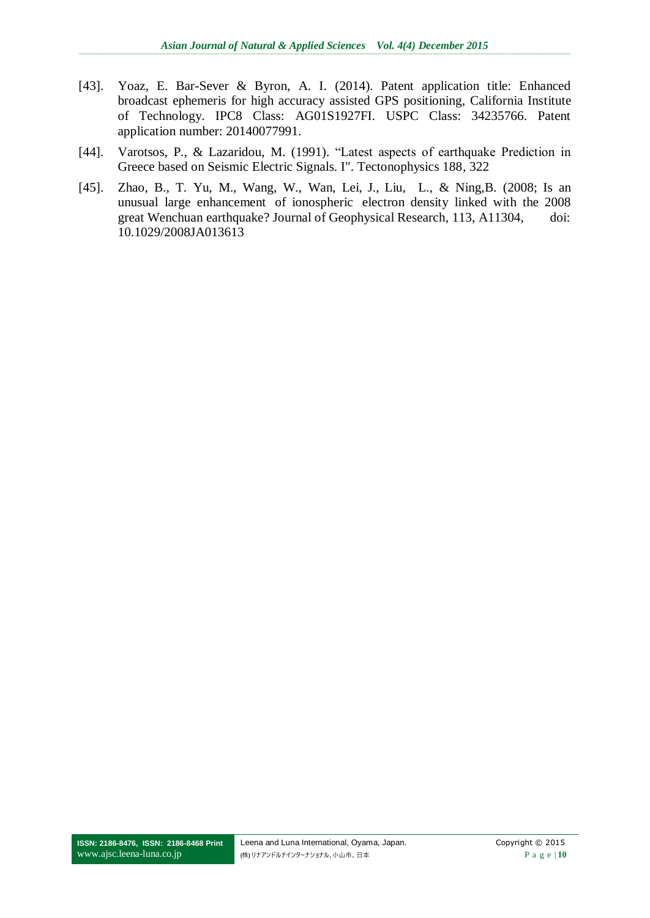[43]. Yoaz, E. Bar-Sever & Byron, A. I. (2014). Patent application title: Enhanced broadcast ephemeris for high accuracy assisted GPS positioning, California Institute of Technology. IPC8 Class: AG01S1927FI. USPC Class: 34235766. Patent application number: 20140077991.

[44]. Varotsos, P., & Lazaridou, M. (1991). "Latest aspects of earthquake Prediction in Greece based on Seismic Electric Signals. I". Tectonophysics 188, 322

[45]. Zhao, B., T. Yu, M., Wang, W., Wan, Lei, J., Liu, L., & Ning,B. (2008; Is an unusual large enhancement of ionospheric electron density linked with the 2008 great Wenchuan earthquake? Journal of Geophysical Research, 113, A11304, doi: 10.1029/2008JA013613